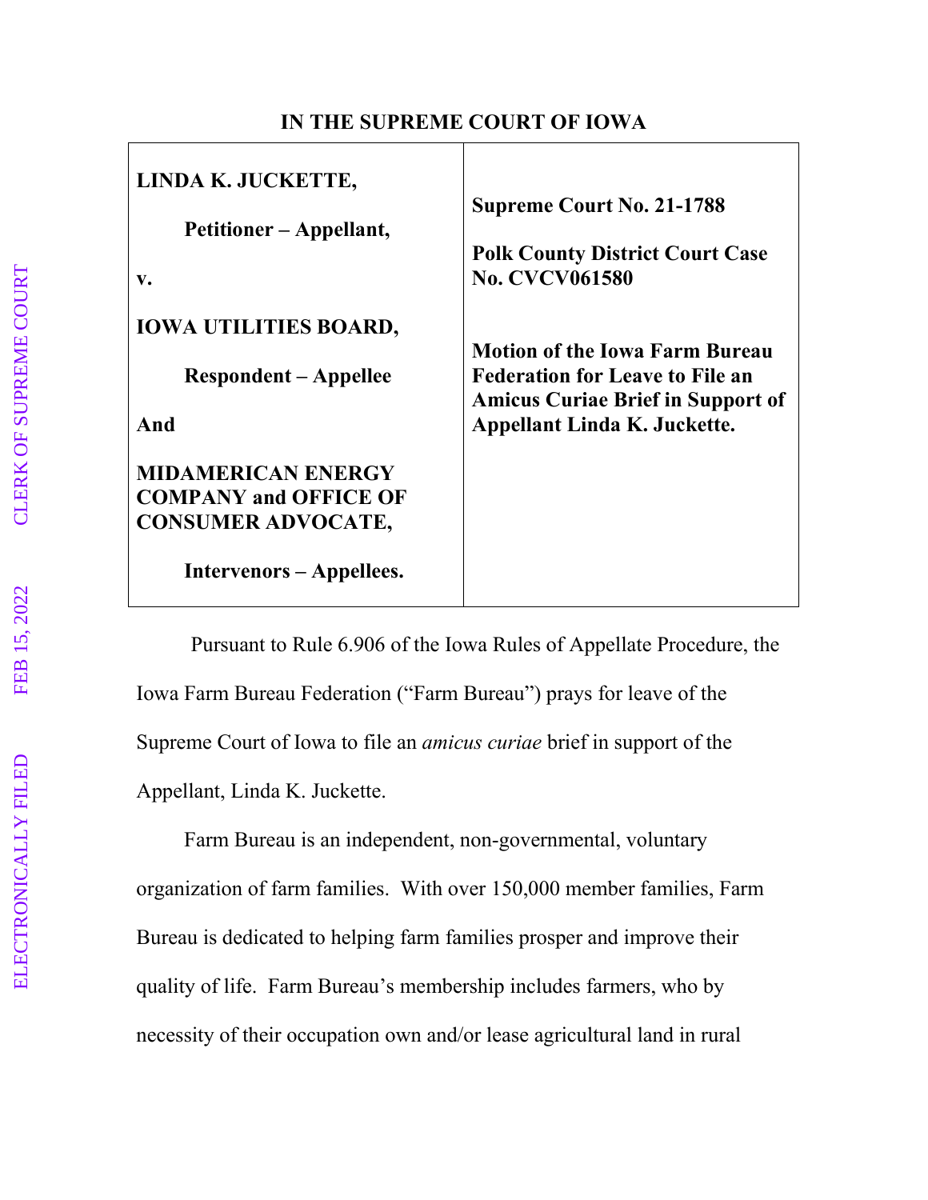# IN THE SUPREME COURT OF IOWA

| | |
|---|---|
| **LINDA K. JUCKETTE,**<br><br>**Petitioner – Appellant,**<br><br>**v.**<br><br>**IOWA UTILITIES BOARD,**<br><br>**Respondent – Appellee**<br><br>**And**<br><br>**MIDAMERICAN ENERGY COMPANY and OFFICE OF CONSUMER ADVOCATE,**<br><br>**Intervenors – Appellees.** | **Supreme Court No. 21-1788**<br><br>**Polk County District Court Case No. CVCV061580**<br><br>**Motion of the Iowa Farm Bureau Federation for Leave to File an Amicus Curiae Brief in Support of Appellant Linda K. Juckette.** |

Pursuant to Rule 6.906 of the Iowa Rules of Appellate Procedure, the Iowa Farm Bureau Federation ("Farm Bureau") prays for leave of the Supreme Court of Iowa to file an *amicus curiae* brief in support of the Appellant, Linda K. Juckette.

Farm Bureau is an independent, non-governmental, voluntary organization of farm families. With over 150,000 member families, Farm Bureau is dedicated to helping farm families prosper and improve their quality of life. Farm Bureau's membership includes farmers, who by necessity of their occupation own and/or lease agricultural land in rural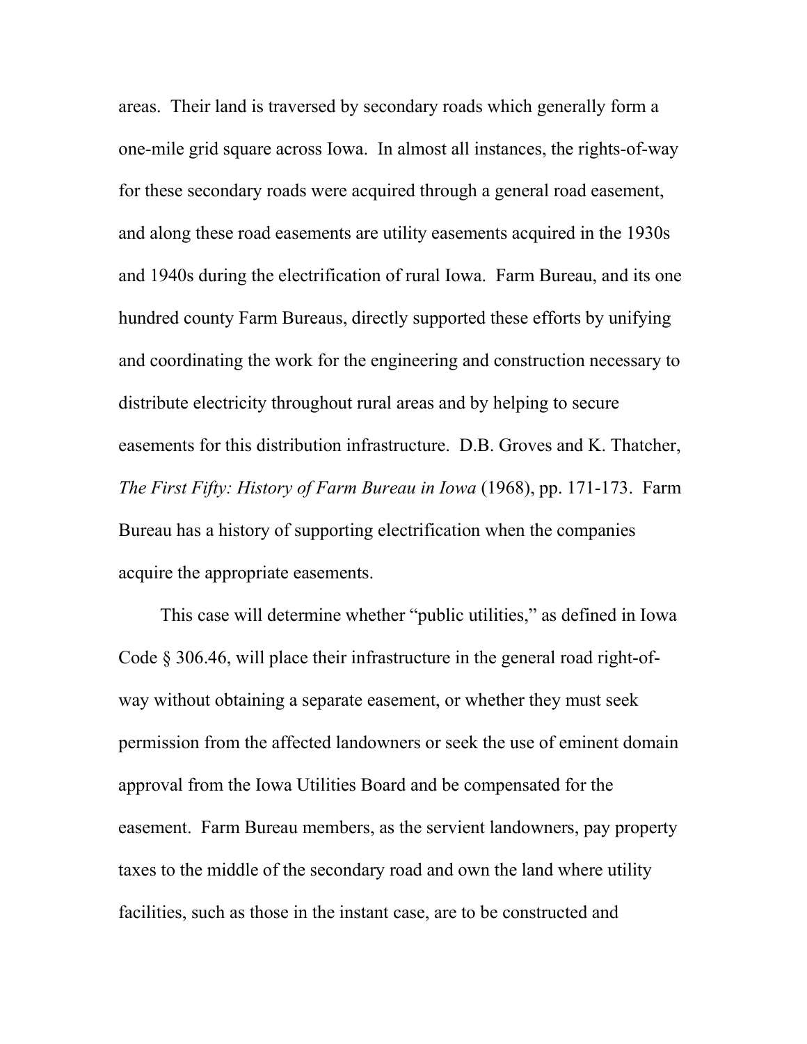areas. Their land is traversed by secondary roads which generally form a one-mile grid square across Iowa. In almost all instances, the rights-of-way for these secondary roads were acquired through a general road easement, and along these road easements are utility easements acquired in the 1930s and 1940s during the electrification of rural Iowa. Farm Bureau, and its one hundred county Farm Bureaus, directly supported these efforts by unifying and coordinating the work for the engineering and construction necessary to distribute electricity throughout rural areas and by helping to secure easements for this distribution infrastructure. D.B. Groves and K. Thatcher, *The First Fifty: History of Farm Bureau in Iowa* (1968), pp. 171-173. Farm Bureau has a history of supporting electrification when the companies acquire the appropriate easements.

This case will determine whether "public utilities," as defined in Iowa Code § 306.46, will place their infrastructure in the general road right-of-way without obtaining a separate easement, or whether they must seek permission from the affected landowners or seek the use of eminent domain approval from the Iowa Utilities Board and be compensated for the easement. Farm Bureau members, as the servient landowners, pay property taxes to the middle of the secondary road and own the land where utility facilities, such as those in the instant case, are to be constructed and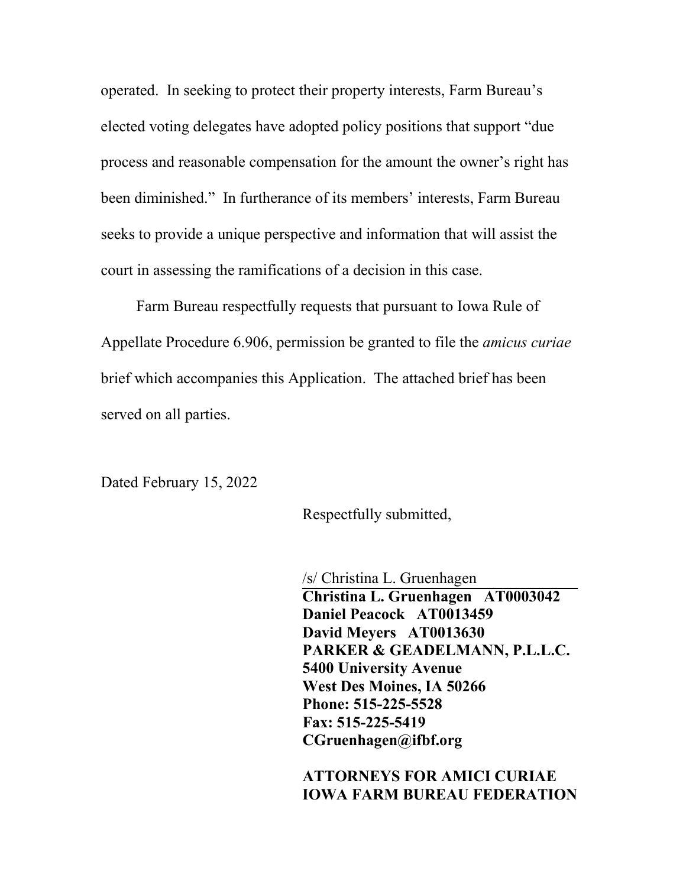operated. In seeking to protect their property interests, Farm Bureau's elected voting delegates have adopted policy positions that support "due process and reasonable compensation for the amount the owner's right has been diminished." In furtherance of its members' interests, Farm Bureau seeks to provide a unique perspective and information that will assist the court in assessing the ramifications of a decision in this case.

Farm Bureau respectfully requests that pursuant to Iowa Rule of Appellate Procedure 6.906, permission be granted to file the *amicus curiae* brief which accompanies this Application. The attached brief has been served on all parties.

Dated February 15, 2022

Respectfully submitted,

/s/ Christina L. Gruenhagen
**Christina L. Gruenhagen AT0003042**
**Daniel Peacock AT0013459**
**David Meyers AT0013630**
**PARKER & GEADELMANN, P.L.L.C.**
**5400 University Avenue**
**West Des Moines, IA 50266**
**Phone: 515-225-5528**
**Fax: 515-225-5419**
**CGruenhagen@ifbf.org**

**ATTORNEYS FOR AMICI CURIAE IOWA FARM BUREAU FEDERATION**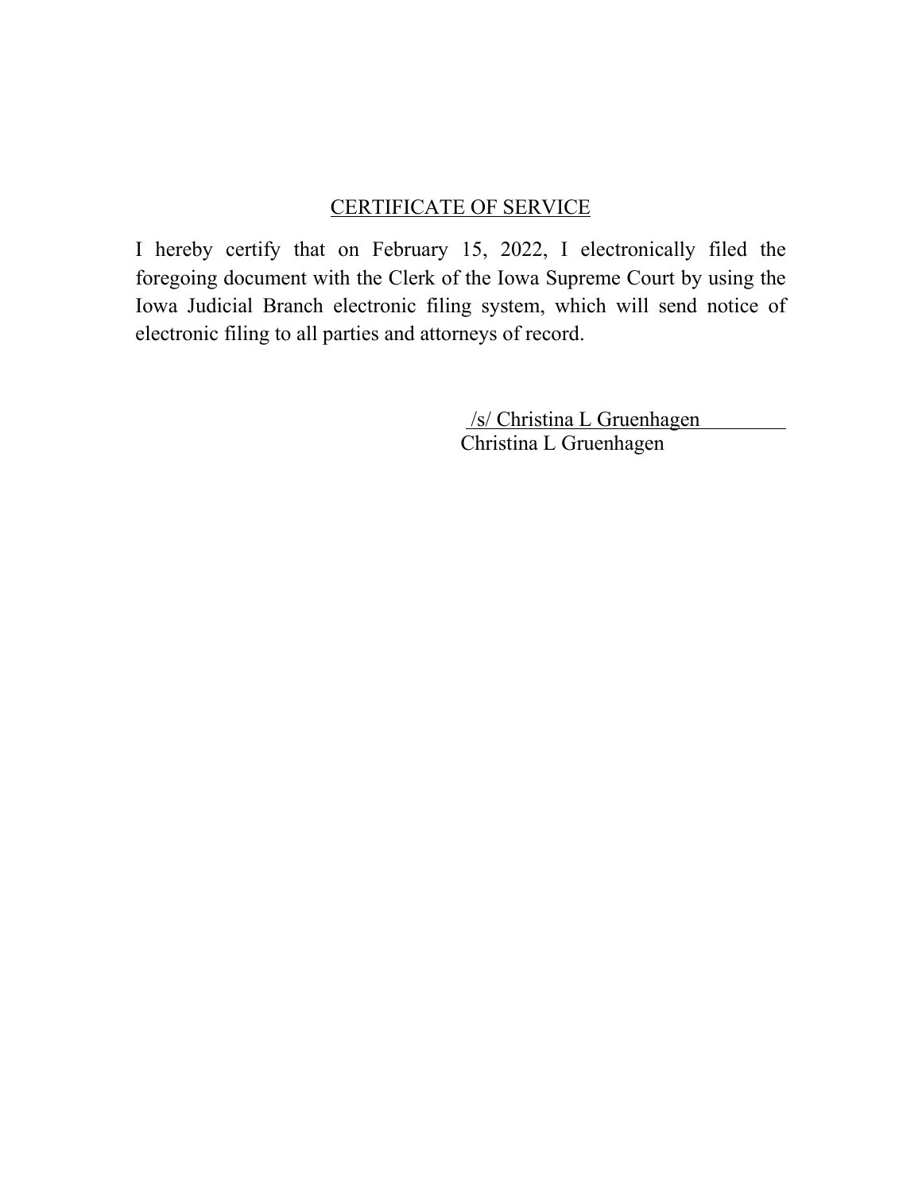## CERTIFICATE OF SERVICE

I hereby certify that on February 15, 2022, I electronically filed the foregoing document with the Clerk of the Iowa Supreme Court by using the Iowa Judicial Branch electronic filing system, which will send notice of electronic filing to all parties and attorneys of record.

/s/ Christina L Gruenhagen
Christina L Gruenhagen